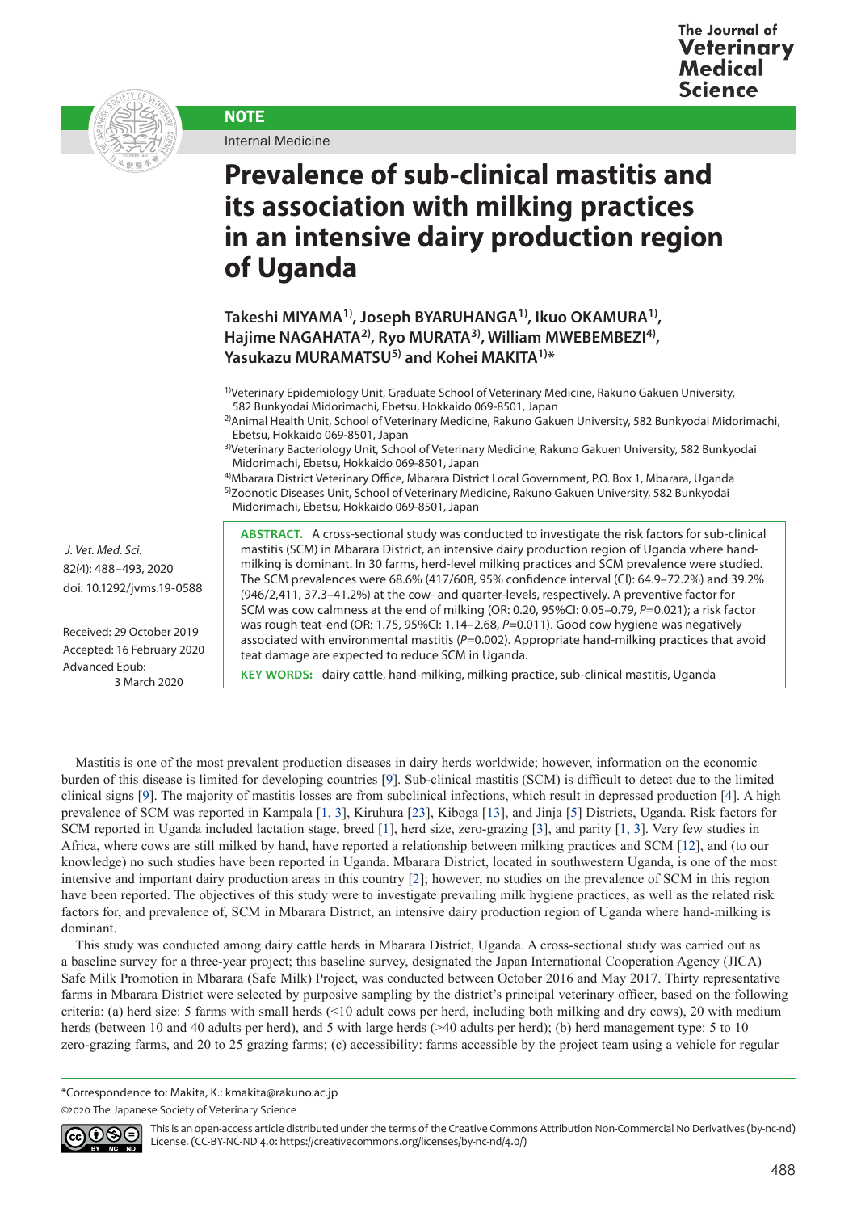NOTE

Internal Medicine

# Prevalence of sub-clinical mastitis and its association with milking practices in an intensive dairy production region of Uganda

**Takeshi MIYAMA[1], Joseph BYARUHANGA[1], Ikuo OKAMURA[1], Hajime NAGAHATA[2], Ryo MURATA[3], William MWEBEMBEZI[4], Yasukazu MURAMATSU[5] and Kohei MAKITA[1]***

[1]Veterinary Epidemiology Unit, Graduate School of Veterinary Medicine, Rakuno Gakuen University, 582 Bunkyodai Midorimachi, Ebetsu, Hokkaido 069-8501, Japan

[2]Animal Health Unit, School of Veterinary Medicine, Rakuno Gakuen University, 582 Bunkyodai Midorimachi, Ebetsu, Hokkaido 069-8501, Japan

[3]Veterinary Bacteriology Unit, School of Veterinary Medicine, Rakuno Gakuen University, 582 Bunkyodai Midorimachi, Ebetsu, Hokkaido 069-8501, Japan

[4]Mbarara District Veterinary Office, Mbarara District Local Government, P.O. Box 1, Mbarara, Uganda

[5]Zoonotic Diseases Unit, School of Veterinary Medicine, Rakuno Gakuen University, 582 Bunkyodai Midorimachi, Ebetsu, Hokkaido 069-8501, Japan

*J. Vet. Med. Sci.*
82(4): 488–493, 2020
doi: 10.1292/jvms.19-0588

Received: 29 October 2019
Accepted: 16 February 2020
Advanced Epub:
3 March 2020

**ABSTRACT.** A cross-sectional study was conducted to investigate the risk factors for sub-clinical mastitis (SCM) in Mbarara District, an intensive dairy production region of Uganda where hand-milking is dominant. In 30 farms, herd-level milking practices and SCM prevalence were studied. The SCM prevalences were 68.6% (417/608, 95% confidence interval (CI): 64.9–72.2%) and 39.2% (946/2,411, 37.3–41.2%) at the cow- and quarter-levels, respectively. A preventive factor for SCM was cow calmness at the end of milking (OR: 0.20, 95%CI: 0.05–0.79, $P$=0.021); a risk factor was rough teat-end (OR: 1.75, 95%CI: 1.14–2.68, $P$=0.011). Good cow hygiene was negatively associated with environmental mastitis ($P$=0.002). Appropriate hand-milking practices that avoid teat damage are expected to reduce SCM in Uganda.

**KEY WORDS:** dairy cattle, hand-milking, milking practice, sub-clinical mastitis, Uganda

Mastitis is one of the most prevalent production diseases in dairy herds worldwide; however, information on the economic burden of this disease is limited for developing countries [9]. Sub-clinical mastitis (SCM) is difficult to detect due to the limited clinical signs [9]. The majority of mastitis losses are from subclinical infections, which result in depressed production [4]. A high prevalence of SCM was reported in Kampala [1, 3], Kiruhura [23], Kiboga [13], and Jinja [5] Districts, Uganda. Risk factors for SCM reported in Uganda included lactation stage, breed [1], herd size, zero-grazing [3], and parity [1, 3]. Very few studies in Africa, where cows are still milked by hand, have reported a relationship between milking practices and SCM [12], and (to our knowledge) no such studies have been reported in Uganda. Mbarara District, located in southwestern Uganda, is one of the most intensive and important dairy production areas in this country [2]; however, no studies on the prevalence of SCM in this region have been reported. The objectives of this study were to investigate prevailing milk hygiene practices, as well as the related risk factors for, and prevalence of, SCM in Mbarara District, an intensive dairy production region of Uganda where hand-milking is dominant.

This study was conducted among dairy cattle herds in Mbarara District, Uganda. A cross-sectional study was carried out as a baseline survey for a three-year project; this baseline survey, designated the Japan International Cooperation Agency (JICA) Safe Milk Promotion in Mbarara (Safe Milk) Project, was conducted between October 2016 and May 2017. Thirty representative farms in Mbarara District were selected by purposive sampling by the district's principal veterinary officer, based on the following criteria: (a) herd size: 5 farms with small herds (<10 adult cows per herd, including both milking and dry cows), 20 with medium herds (between 10 and 40 adults per herd), and 5 with large herds (>40 adults per herd); (b) herd management type: 5 to 10 zero-grazing farms, and 20 to 25 grazing farms; (c) accessibility: farms accessible by the project team using a vehicle for regular

*Correspondence to: Makita, K.: kmakita@rakuno.ac.jp

©2020 The Japanese Society of Veterinary Science

This is an open-access article distributed under the terms of the Creative Commons Attribution Non-Commercial No Derivatives (by-nc-nd) License. (CC-BY-NC-ND 4.0: https://creativecommons.org/licenses/by-nc-nd/4.0/)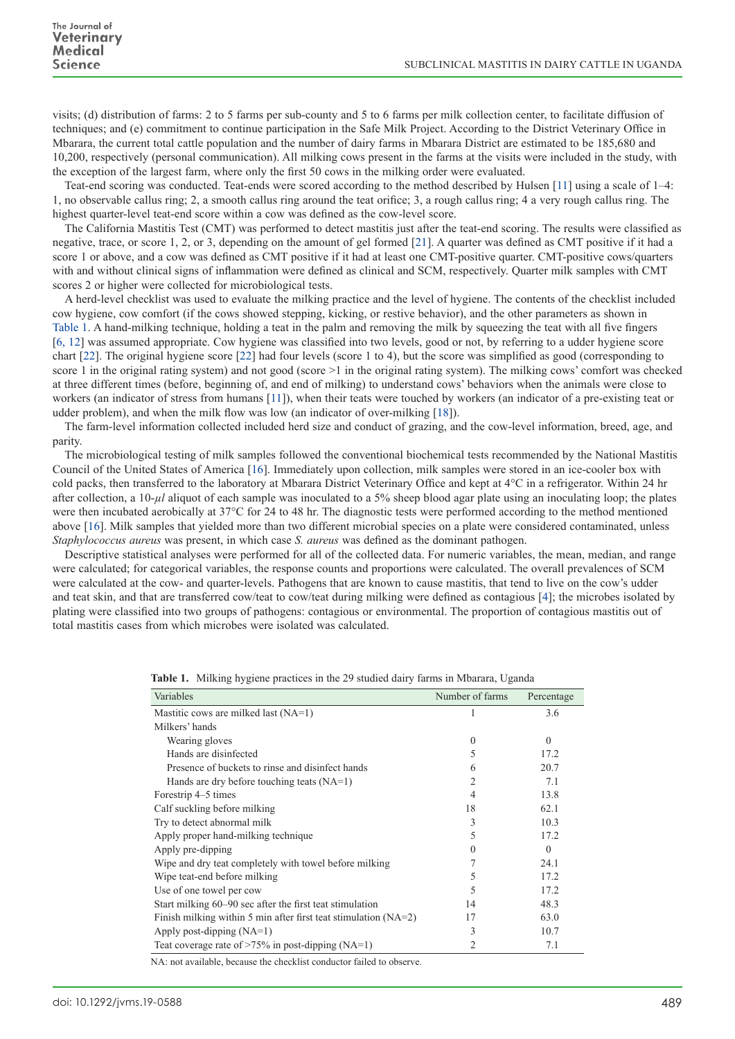visits; (d) distribution of farms: 2 to 5 farms per sub-county and 5 to 6 farms per milk collection center, to facilitate diffusion of techniques; and (e) commitment to continue participation in the Safe Milk Project. According to the District Veterinary Office in Mbarara, the current total cattle population and the number of dairy farms in Mbarara District are estimated to be 185,680 and 10,200, respectively (personal communication). All milking cows present in the farms at the visits were included in the study, with the exception of the largest farm, where only the first 50 cows in the milking order were evaluated.

Teat-end scoring was conducted. Teat-ends were scored according to the method described by Hulsen [11] using a scale of 1–4: 1, no observable callus ring; 2, a smooth callus ring around the teat orifice; 3, a rough callus ring; 4 a very rough callus ring. The highest quarter-level teat-end score within a cow was defined as the cow-level score.

The California Mastitis Test (CMT) was performed to detect mastitis just after the teat-end scoring. The results were classified as negative, trace, or score 1, 2, or 3, depending on the amount of gel formed [21]. A quarter was defined as CMT positive if it had a score 1 or above, and a cow was defined as CMT positive if it had at least one CMT-positive quarter. CMT-positive cows/quarters with and without clinical signs of inflammation were defined as clinical and SCM, respectively. Quarter milk samples with CMT scores 2 or higher were collected for microbiological tests.

A herd-level checklist was used to evaluate the milking practice and the level of hygiene. The contents of the checklist included cow hygiene, cow comfort (if the cows showed stepping, kicking, or restive behavior), and the other parameters as shown in Table 1. A hand-milking technique, holding a teat in the palm and removing the milk by squeezing the teat with all five fingers [6, 12] was assumed appropriate. Cow hygiene was classified into two levels, good or not, by referring to a udder hygiene score chart [22]. The original hygiene score [22] had four levels (score 1 to 4), but the score was simplified as good (corresponding to score 1 in the original rating system) and not good (score >1 in the original rating system). The milking cows' comfort was checked at three different times (before, beginning of, and end of milking) to understand cows' behaviors when the animals were close to workers (an indicator of stress from humans [11]), when their teats were touched by workers (an indicator of a pre-existing teat or udder problem), and when the milk flow was low (an indicator of over-milking [18]).

The farm-level information collected included herd size and conduct of grazing, and the cow-level information, breed, age, and parity.

The microbiological testing of milk samples followed the conventional biochemical tests recommended by the National Mastitis Council of the United States of America [16]. Immediately upon collection, milk samples were stored in an ice-cooler box with cold packs, then transferred to the laboratory at Mbarara District Veterinary Office and kept at 4°C in a refrigerator. Within 24 hr after collection, a 10-$\mu l$ aliquot of each sample was inoculated to a 5% sheep blood agar plate using an inoculating loop; the plates were then incubated aerobically at 37°C for 24 to 48 hr. The diagnostic tests were performed according to the method mentioned above [16]. Milk samples that yielded more than two different microbial species on a plate were considered contaminated, unless *Staphylococcus aureus* was present, in which case *S. aureus* was defined as the dominant pathogen.

Descriptive statistical analyses were performed for all of the collected data. For numeric variables, the mean, median, and range were calculated; for categorical variables, the response counts and proportions were calculated. The overall prevalences of SCM were calculated at the cow- and quarter-levels. Pathogens that are known to cause mastitis, that tend to live on the cow's udder and teat skin, and that are transferred cow/teat to cow/teat during milking were defined as contagious [4]; the microbes isolated by plating were classified into two groups of pathogens: contagious or environmental. The proportion of contagious mastitis out of total mastitis cases from which microbes were isolated was calculated.

**Table 1.** Milking hygiene practices in the 29 studied dairy farms in Mbarara, Uganda

| Variables | Number of farms | Percentage |
|---|---|---|
| Mastitic cows are milked last (NA=1) | 1 | 3.6 |
| Milkers' hands | | |
| Wearing gloves | 0 | 0 |
| Hands are disinfected | 5 | 17.2 |
| Presence of buckets to rinse and disinfect hands | 6 | 20.7 |
| Hands are dry before touching teats (NA=1) | 2 | 7.1 |
| Forestrip 4–5 times | 4 | 13.8 |
| Calf suckling before milking | 18 | 62.1 |
| Try to detect abnormal milk | 3 | 10.3 |
| Apply proper hand-milking technique | 5 | 17.2 |
| Apply pre-dipping | 0 | 0 |
| Wipe and dry teat completely with towel before milking | 7 | 24.1 |
| Wipe teat-end before milking | 5 | 17.2 |
| Use of one towel per cow | 5 | 17.2 |
| Start milking 60–90 sec after the first teat stimulation | 14 | 48.3 |
| Finish milking within 5 min after first teat stimulation (NA=2) | 17 | 63.0 |
| Apply post-dipping (NA=1) | 3 | 10.7 |
| Teat coverage rate of >75% in post-dipping (NA=1) | 2 | 7.1 |

NA: not available, because the checklist conductor failed to observe.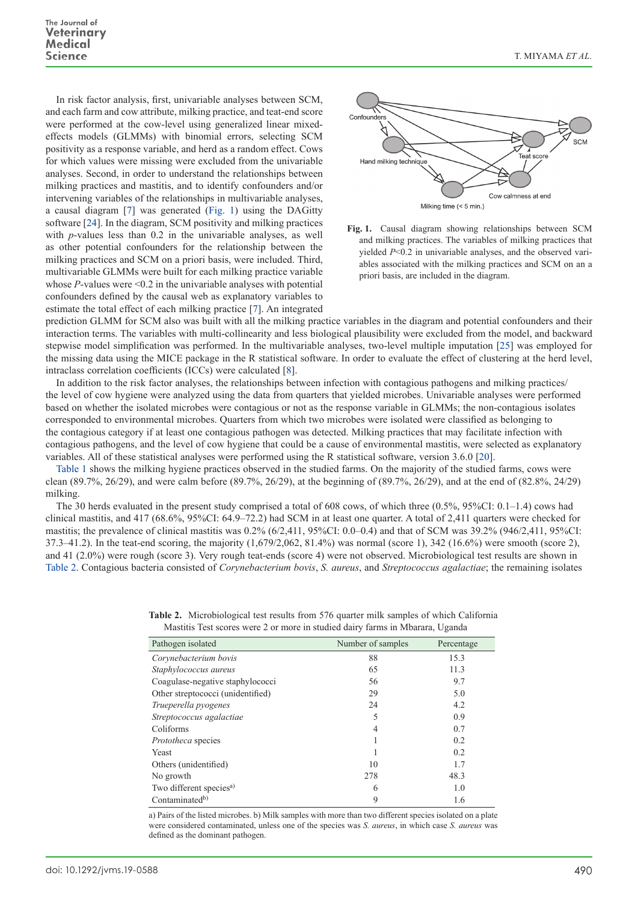In risk factor analysis, first, univariable analyses between SCM, and each farm and cow attribute, milking practice, and teat-end score were performed at the cow-level using generalized linear mixed-effects models (GLMMs) with binomial errors, selecting SCM positivity as a response variable, and herd as a random effect. Cows for which values were missing were excluded from the univariable analyses. Second, in order to understand the relationships between milking practices and mastitis, and to identify confounders and/or intervening variables of the relationships in multivariable analyses, a causal diagram [7] was generated (Fig. 1) using the DAGitty software [24]. In the diagram, SCM positivity and milking practices with *p*-values less than 0.2 in the univariable analyses, as well as other potential confounders for the relationship between the milking practices and SCM on a priori basis, were included. Third, multivariable GLMMs were built for each milking practice variable whose *P*-values were <0.2 in the univariable analyses with potential confounders defined by the causal web as explanatory variables to estimate the total effect of each milking practice [7]. An integrated prediction GLMM for SCM also was built with all the milking practice variables in the diagram and potential confounders and their interaction terms. The variables with multi-collinearity and less biological plausibility were excluded from the model, and backward stepwise model simplification was performed. In the multivariable analyses, two-level multiple imputation [25] was employed for the missing data using the MICE package in the R statistical software. In order to evaluate the effect of clustering at the herd level, intraclass correlation coefficients (ICCs) were calculated [8].

**Fig. 1.** Causal diagram showing relationships between SCM and milking practices. The variables of milking practices that yielded *P*<0.2 in univariable analyses, and the observed variables associated with the milking practices and SCM on an a priori basis, are included in the diagram.

In addition to the risk factor analyses, the relationships between infection with contagious pathogens and milking practices/ the level of cow hygiene were analyzed using the data from quarters that yielded microbes. Univariable analyses were performed based on whether the isolated microbes were contagious or not as the response variable in GLMMs; the non-contagious isolates corresponded to environmental microbes. Quarters from which two microbes were isolated were classified as belonging to the contagious category if at least one contagious pathogen was detected. Milking practices that may facilitate infection with contagious pathogens, and the level of cow hygiene that could be a cause of environmental mastitis, were selected as explanatory variables. All of these statistical analyses were performed using the R statistical software, version 3.6.0 [20].

Table 1 shows the milking hygiene practices observed in the studied farms. On the majority of the studied farms, cows were clean (89.7%, 26/29), and were calm before (89.7%, 26/29), at the beginning of (89.7%, 26/29), and at the end of (82.8%, 24/29) milking.

The 30 herds evaluated in the present study comprised a total of 608 cows, of which three (0.5%, 95%CI: 0.1–1.4) cows had clinical mastitis, and 417 (68.6%, 95%CI: 64.9–72.2) had SCM in at least one quarter. A total of 2,411 quarters were checked for mastitis; the prevalence of clinical mastitis was 0.2% (6/2,411, 95%CI: 0.0–0.4) and that of SCM was 39.2% (946/2,411, 95%CI: 37.3–41.2). In the teat-end scoring, the majority (1,679/2,062, 81.4%) was normal (score 1), 342 (16.6%) were smooth (score 2), and 41 (2.0%) were rough (score 3). Very rough teat-ends (score 4) were not observed. Microbiological test results are shown in Table 2. Contagious bacteria consisted of *Corynebacterium bovis*, *S. aureus*, and *Streptococcus agalactiae*; the remaining isolates

**Table 2.** Microbiological test results from 576 quarter milk samples of which California Mastitis Test scores were 2 or more in studied dairy farms in Mbarara, Uganda

| Pathogen isolated | Number of samples | Percentage |
|---|---|---|
| *Corynebacterium bovis* | 88 | 15.3 |
| *Staphylococcus aureus* | 65 | 11.3 |
| Coagulase-negative staphylococci | 56 | 9.7 |
| Other streptococci (unidentified) | 29 | 5.0 |
| *Trueperella pyogenes* | 24 | 4.2 |
| *Streptococcus agalactiae* | 5 | 0.9 |
| Coliforms | 4 | 0.7 |
| *Prototheca* species | 1 | 0.2 |
| Yeast | 1 | 0.2 |
| Others (unidentified) | 10 | 1.7 |
| No growth | 278 | 48.3 |
| Two different species[a)] | 6 | 1.0 |
| Contaminated[b)] | 9 | 1.6 |

a) Pairs of the listed microbes. b) Milk samples with more than two different species isolated on a plate were considered contaminated, unless one of the species was *S. aureus*, in which case *S. aureus* was defined as the dominant pathogen.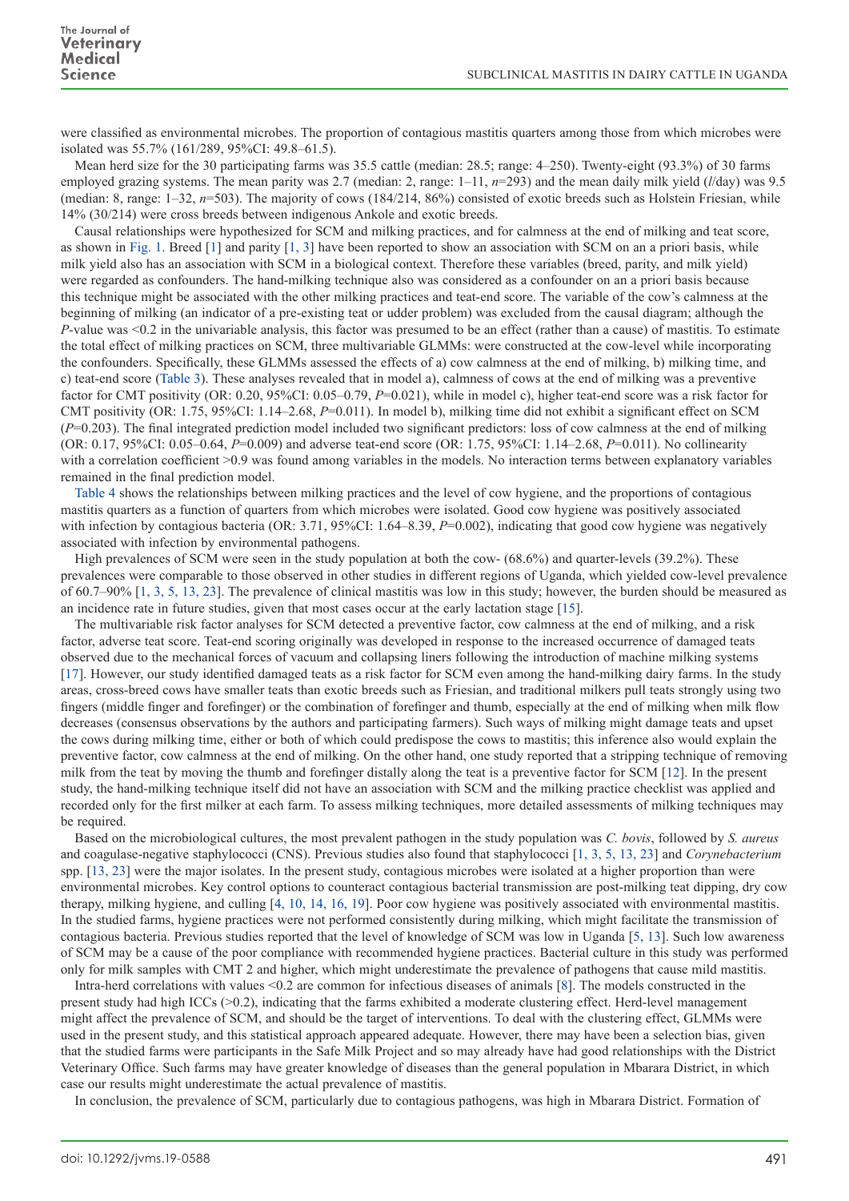were classified as environmental microbes. The proportion of contagious mastitis quarters among those from which microbes were isolated was 55.7% (161/289, 95%CI: 49.8–61.5).

Mean herd size for the 30 participating farms was 35.5 cattle (median: 28.5; range: 4–250). Twenty-eight (93.3%) of 30 farms employed grazing systems. The mean parity was 2.7 (median: 2, range: 1–11, *n*=293) and the mean daily milk yield (*l*/day) was 9.5 (median: 8, range: 1–32, *n*=503). The majority of cows (184/214, 86%) consisted of exotic breeds such as Holstein Friesian, while 14% (30/214) were cross breeds between indigenous Ankole and exotic breeds.

Causal relationships were hypothesized for SCM and milking practices, and for calmness at the end of milking and teat score, as shown in Fig. 1. Breed [1] and parity [1, 3] have been reported to show an association with SCM on an a priori basis, while milk yield also has an association with SCM in a biological context. Therefore these variables (breed, parity, and milk yield) were regarded as confounders. The hand-milking technique also was considered as a confounder on an a priori basis because this technique might be associated with the other milking practices and teat-end score. The variable of the cow's calmness at the beginning of milking (an indicator of a pre-existing teat or udder problem) was excluded from the causal diagram; although the *P*-value was <0.2 in the univariable analysis, this factor was presumed to be an effect (rather than a cause) of mastitis. To estimate the total effect of milking practices on SCM, three multivariable GLMMs: were constructed at the cow-level while incorporating the confounders. Specifically, these GLMMs assessed the effects of a) cow calmness at the end of milking, b) milking time, and c) teat-end score (Table 3). These analyses revealed that in model a), calmness of cows at the end of milking was a preventive factor for CMT positivity (OR: 0.20, 95%CI: 0.05–0.79, *P*=0.021), while in model c), higher teat-end score was a risk factor for CMT positivity (OR: 1.75, 95%CI: 1.14–2.68, *P*=0.011). In model b), milking time did not exhibit a significant effect on SCM (*P*=0.203). The final integrated prediction model included two significant predictors: loss of cow calmness at the end of milking (OR: 0.17, 95%CI: 0.05–0.64, *P*=0.009) and adverse teat-end score (OR: 1.75, 95%CI: 1.14–2.68, *P*=0.011). No collinearity with a correlation coefficient >0.9 was found among variables in the models. No interaction terms between explanatory variables remained in the final prediction model.

Table 4 shows the relationships between milking practices and the level of cow hygiene, and the proportions of contagious mastitis quarters as a function of quarters from which microbes were isolated. Good cow hygiene was positively associated with infection by contagious bacteria (OR: 3.71, 95%CI: 1.64–8.39, *P*=0.002), indicating that good cow hygiene was negatively associated with infection by environmental pathogens.

High prevalences of SCM were seen in the study population at both the cow- (68.6%) and quarter-levels (39.2%). These prevalences were comparable to those observed in other studies in different regions of Uganda, which yielded cow-level prevalence of 60.7–90% [1, 3, 5, 13, 23]. The prevalence of clinical mastitis was low in this study; however, the burden should be measured as an incidence rate in future studies, given that most cases occur at the early lactation stage [15].

The multivariable risk factor analyses for SCM detected a preventive factor, cow calmness at the end of milking, and a risk factor, adverse teat score. Teat-end scoring originally was developed in response to the increased occurrence of damaged teats observed due to the mechanical forces of vacuum and collapsing liners following the introduction of machine milking systems [17]. However, our study identified damaged teats as a risk factor for SCM even among the hand-milking dairy farms. In the study areas, cross-breed cows have smaller teats than exotic breeds such as Friesian, and traditional milkers pull teats strongly using two fingers (middle finger and forefinger) or the combination of forefinger and thumb, especially at the end of milking when milk flow decreases (consensus observations by the authors and participating farmers). Such ways of milking might damage teats and upset the cows during milking time, either or both of which could predispose the cows to mastitis; this inference also would explain the preventive factor, cow calmness at the end of milking. On the other hand, one study reported that a stripping technique of removing milk from the teat by moving the thumb and forefinger distally along the teat is a preventive factor for SCM [12]. In the present study, the hand-milking technique itself did not have an association with SCM and the milking practice checklist was applied and recorded only for the first milker at each farm. To assess milking techniques, more detailed assessments of milking techniques may be required.

Based on the microbiological cultures, the most prevalent pathogen in the study population was *C. bovis*, followed by *S. aureus* and coagulase-negative staphylococci (CNS). Previous studies also found that staphylococci [1, 3, 5, 13, 23] and *Corynebacterium* spp. [13, 23] were the major isolates. In the present study, contagious microbes were isolated at a higher proportion than were environmental microbes. Key control options to counteract contagious bacterial transmission are post-milking teat dipping, dry cow therapy, milking hygiene, and culling [4, 10, 14, 16, 19]. Poor cow hygiene was positively associated with environmental mastitis. In the studied farms, hygiene practices were not performed consistently during milking, which might facilitate the transmission of contagious bacteria. Previous studies reported that the level of knowledge of SCM was low in Uganda [5, 13]. Such low awareness of SCM may be a cause of the poor compliance with recommended hygiene practices. Bacterial culture in this study was performed only for milk samples with CMT 2 and higher, which might underestimate the prevalence of pathogens that cause mild mastitis.

Intra-herd correlations with values <0.2 are common for infectious diseases of animals [8]. The models constructed in the present study had high ICCs (>0.2), indicating that the farms exhibited a moderate clustering effect. Herd-level management might affect the prevalence of SCM, and should be the target of interventions. To deal with the clustering effect, GLMMs were used in the present study, and this statistical approach appeared adequate. However, there may have been a selection bias, given that the studied farms were participants in the Safe Milk Project and so may already have had good relationships with the District Veterinary Office. Such farms may have greater knowledge of diseases than the general population in Mbarara District, in which case our results might underestimate the actual prevalence of mastitis.

In conclusion, the prevalence of SCM, particularly due to contagious pathogens, was high in Mbarara District. Formation of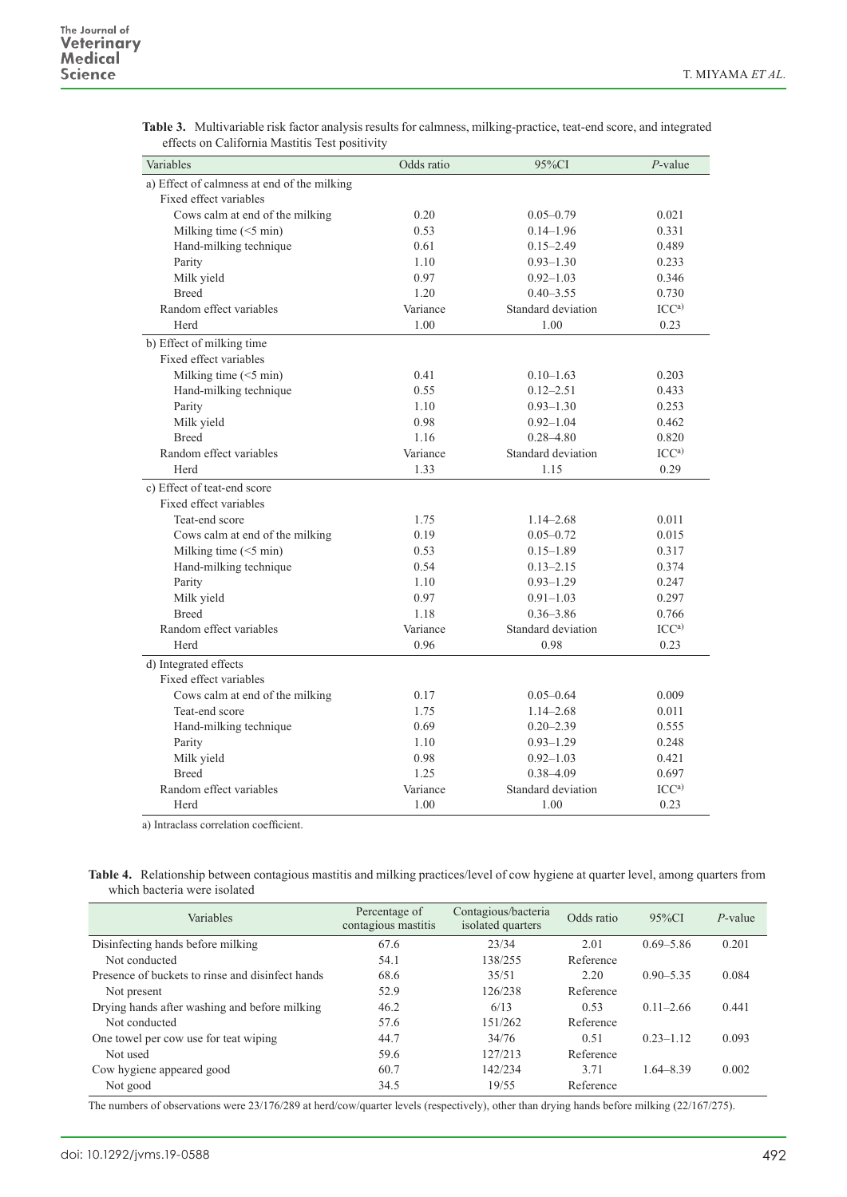**Table 3.** Multivariable risk factor analysis results for calmness, milking-practice, teat-end score, and integrated effects on California Mastitis Test positivity

| Variables | Odds ratio | 95%CI | *P*-value |
|---|---|---|---|
| a) Effect of calmness at end of the milking | | | |
| Fixed effect variables | | | |
| Cows calm at end of the milking | 0.20 | 0.05–0.79 | 0.021 |
| Milking time (<5 min) | 0.53 | 0.14–1.96 | 0.331 |
| Hand-milking technique | 0.61 | 0.15–2.49 | 0.489 |
| Parity | 1.10 | 0.93–1.30 | 0.233 |
| Milk yield | 0.97 | 0.92–1.03 | 0.346 |
| Breed | 1.20 | 0.40–3.55 | 0.730 |
| Random effect variables | Variance | Standard deviation | ICC[a] |
| Herd | 1.00 | 1.00 | 0.23 |
| b) Effect of milking time | | | |
| Fixed effect variables | | | |
| Milking time (<5 min) | 0.41 | 0.10–1.63 | 0.203 |
| Hand-milking technique | 0.55 | 0.12–2.51 | 0.433 |
| Parity | 1.10 | 0.93–1.30 | 0.253 |
| Milk yield | 0.98 | 0.92–1.04 | 0.462 |
| Breed | 1.16 | 0.28–4.80 | 0.820 |
| Random effect variables | Variance | Standard deviation | ICC[a] |
| Herd | 1.33 | 1.15 | 0.29 |
| c) Effect of teat-end score | | | |
| Fixed effect variables | | | |
| Teat-end score | 1.75 | 1.14–2.68 | 0.011 |
| Cows calm at end of the milking | 0.19 | 0.05–0.72 | 0.015 |
| Milking time (<5 min) | 0.53 | 0.15–1.89 | 0.317 |
| Hand-milking technique | 0.54 | 0.13–2.15 | 0.374 |
| Parity | 1.10 | 0.93–1.29 | 0.247 |
| Milk yield | 0.97 | 0.91–1.03 | 0.297 |
| Breed | 1.18 | 0.36–3.86 | 0.766 |
| Random effect variables | Variance | Standard deviation | ICC[a] |
| Herd | 0.96 | 0.98 | 0.23 |
| d) Integrated effects | | | |
| Fixed effect variables | | | |
| Cows calm at end of the milking | 0.17 | 0.05–0.64 | 0.009 |
| Teat-end score | 1.75 | 1.14–2.68 | 0.011 |
| Hand-milking technique | 0.69 | 0.20–2.39 | 0.555 |
| Parity | 1.10 | 0.93–1.29 | 0.248 |
| Milk yield | 0.98 | 0.92–1.03 | 0.421 |
| Breed | 1.25 | 0.38–4.09 | 0.697 |
| Random effect variables | Variance | Standard deviation | ICC[a] |
| Herd | 1.00 | 1.00 | 0.23 |

a) Intraclass correlation coefficient.

**Table 4.** Relationship between contagious mastitis and milking practices/level of cow hygiene at quarter level, among quarters from which bacteria were isolated

| Variables | Percentage of contagious mastitis | Contagious/bacteria isolated quarters | Odds ratio | 95%CI | *P*-value |
|---|---|---|---|---|---|
| Disinfecting hands before milking | 67.6 | 23/34 | 2.01 | 0.69–5.86 | 0.201 |
| Not conducted | 54.1 | 138/255 | Reference | | |
| Presence of buckets to rinse and disinfect hands | 68.6 | 35/51 | 2.20 | 0.90–5.35 | 0.084 |
| Not present | 52.9 | 126/238 | Reference | | |
| Drying hands after washing and before milking | 46.2 | 6/13 | 0.53 | 0.11–2.66 | 0.441 |
| Not conducted | 57.6 | 151/262 | Reference | | |
| One towel per cow use for teat wiping | 44.7 | 34/76 | 0.51 | 0.23–1.12 | 0.093 |
| Not used | 59.6 | 127/213 | Reference | | |
| Cow hygiene appeared good | 60.7 | 142/234 | 3.71 | 1.64–8.39 | 0.002 |
| Not good | 34.5 | 19/55 | Reference | | |

The numbers of observations were 23/176/289 at herd/cow/quarter levels (respectively), other than drying hands before milking (22/167/275).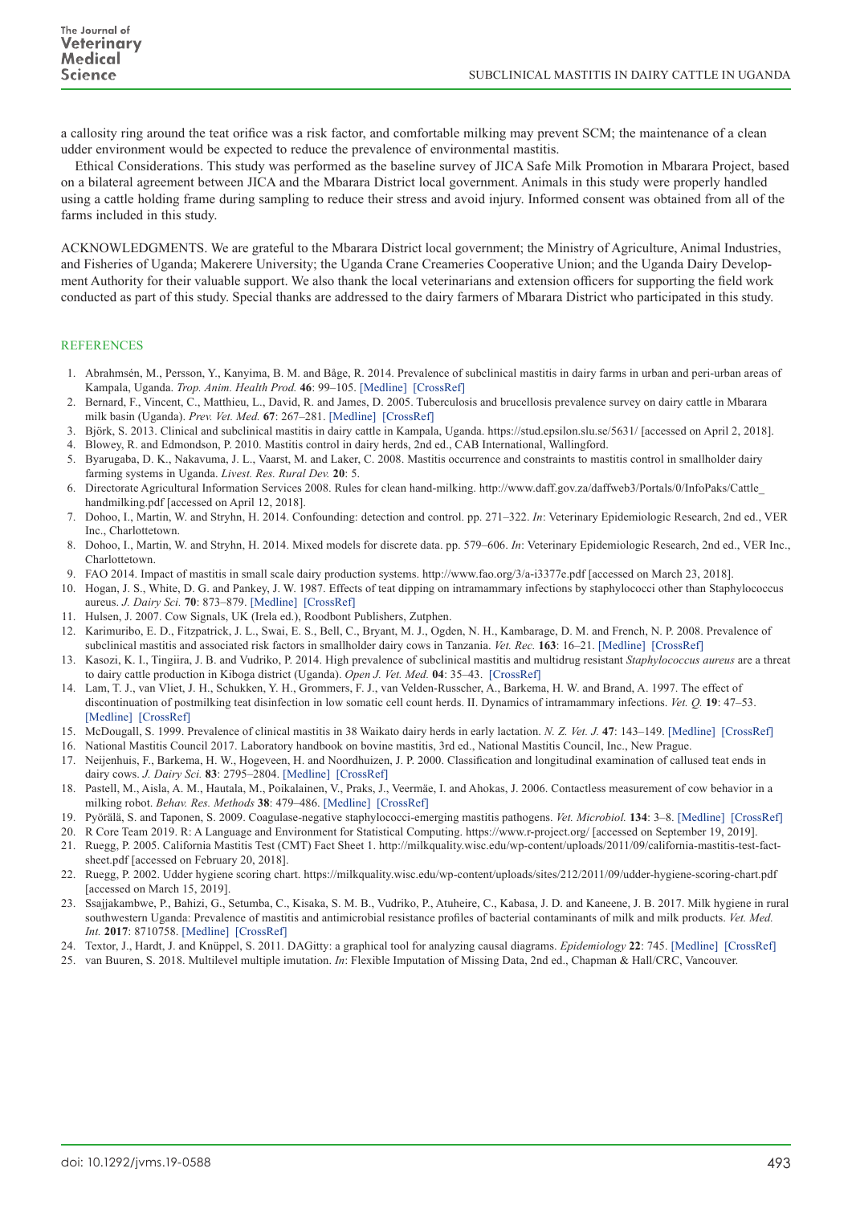a callosity ring around the teat orifice was a risk factor, and comfortable milking may prevent SCM; the maintenance of a clean udder environment would be expected to reduce the prevalence of environmental mastitis.

Ethical Considerations. This study was performed as the baseline survey of JICA Safe Milk Promotion in Mbarara Project, based on a bilateral agreement between JICA and the Mbarara District local government. Animals in this study were properly handled using a cattle holding frame during sampling to reduce their stress and avoid injury. Informed consent was obtained from all of the farms included in this study.

ACKNOWLEDGMENTS. We are grateful to the Mbarara District local government; the Ministry of Agriculture, Animal Industries, and Fisheries of Uganda; Makerere University; the Uganda Crane Creameries Cooperative Union; and the Uganda Dairy Development Authority for their valuable support. We also thank the local veterinarians and extension officers for supporting the field work conducted as part of this study. Special thanks are addressed to the dairy farmers of Mbarara District who participated in this study.

## REFERENCES

1. Abrahmsén, M., Persson, Y., Kanyima, B. M. and Båge, R. 2014. Prevalence of subclinical mastitis in dairy farms in urban and peri-urban areas of Kampala, Uganda. *Trop. Anim. Health Prod.* **46**: 99–105. [Medline] [CrossRef]
2. Bernard, F., Vincent, C., Matthieu, L., David, R. and James, D. 2005. Tuberculosis and brucellosis prevalence survey on dairy cattle in Mbarara milk basin (Uganda). *Prev. Vet. Med.* **67**: 267–281. [Medline] [CrossRef]
3. Björk, S. 2013. Clinical and subclinical mastitis in dairy cattle in Kampala, Uganda. https://stud.epsilon.slu.se/5631/ [accessed on April 2, 2018].
4. Blowey, R. and Edmondson, P. 2010. Mastitis control in dairy herds, 2nd ed., CAB International, Wallingford.
5. Byarugaba, D. K., Nakavuma, J. L., Vaarst, M. and Laker, C. 2008. Mastitis occurrence and constraints to mastitis control in smallholder dairy farming systems in Uganda. *Livest. Res. Rural Dev.* **20**: 5.
6. Directorate Agricultural Information Services 2008. Rules for clean hand-milking. http://www.daff.gov.za/daffweb3/Portals/0/InfoPaks/Cattle_handmilking.pdf [accessed on April 12, 2018].
7. Dohoo, I., Martin, W. and Stryhn, H. 2014. Confounding: detection and control. pp. 271–322. *In*: Veterinary Epidemiologic Research, 2nd ed., VER Inc., Charlottetown.
8. Dohoo, I., Martin, W. and Stryhn, H. 2014. Mixed models for discrete data. pp. 579–606. *In*: Veterinary Epidemiologic Research, 2nd ed., VER Inc., Charlottetown.
9. FAO 2014. Impact of mastitis in small scale dairy production systems. http://www.fao.org/3/a-i3377e.pdf [accessed on March 23, 2018].
10. Hogan, J. S., White, D. G. and Pankey, J. W. 1987. Effects of teat dipping on intramammary infections by staphylococci other than Staphylococcus aureus. *J. Dairy Sci.* **70**: 873–879. [Medline] [CrossRef]
11. Hulsen, J. 2007. Cow Signals, UK (Irela ed.), Roodbont Publishers, Zutphen.
12. Karimuribo, E. D., Fitzpatrick, J. L., Swai, E. S., Bell, C., Bryant, M. J., Ogden, N. H., Kambarage, D. M. and French, N. P. 2008. Prevalence of subclinical mastitis and associated risk factors in smallholder dairy cows in Tanzania. *Vet. Rec.* **163**: 16–21. [Medline] [CrossRef]
13. Kasozi, K. I., Tingiira, J. B. and Vudriko, P. 2014. High prevalence of subclinical mastitis and multidrug resistant *Staphylococcus aureus* are a threat to dairy cattle production in Kiboga district (Uganda). *Open J. Vet. Med.* **04**: 35–43. [CrossRef]
14. Lam, T. J., van Vliet, J. H., Schukken, Y. H., Grommers, F. J., van Velden-Russcher, A., Barkema, H. W. and Brand, A. 1997. The effect of discontinuation of postmilking teat disinfection in low somatic cell count herds. II. Dynamics of intramammary infections. *Vet. Q.* **19**: 47–53. [Medline] [CrossRef]
15. McDougall, S. 1999. Prevalence of clinical mastitis in 38 Waikato dairy herds in early lactation. *N. Z. Vet. J.* **47**: 143–149. [Medline] [CrossRef]
16. National Mastitis Council 2017. Laboratory handbook on bovine mastitis, 3rd ed., National Mastitis Council, Inc., New Prague.
17. Neijenhuis, F., Barkema, H. W., Hogeveen, H. and Noordhuizen, J. P. 2000. Classification and longitudinal examination of callused teat ends in dairy cows. *J. Dairy Sci.* **83**: 2795–2804. [Medline] [CrossRef]
18. Pastell, M., Aisla, A. M., Hautala, M., Poikalainen, V., Praks, J., Veermäe, I. and Ahokas, J. 2006. Contactless measurement of cow behavior in a milking robot. *Behav. Res. Methods* **38**: 479–486. [Medline] [CrossRef]
19. Pyörälä, S. and Taponen, S. 2009. Coagulase-negative staphylococci-emerging mastitis pathogens. *Vet. Microbiol.* **134**: 3–8. [Medline] [CrossRef]
20. R Core Team 2019. R: A Language and Environment for Statistical Computing. https://www.r-project.org/ [accessed on September 19, 2019].
21. Ruegg, P. 2005. California Mastitis Test (CMT) Fact Sheet 1. http://milkquality.wisc.edu/wp-content/uploads/2011/09/california-mastitis-test-fact-sheet.pdf [accessed on February 20, 2018].
22. Ruegg, P. 2002. Udder hygiene scoring chart. https://milkquality.wisc.edu/wp-content/uploads/sites/212/2011/09/udder-hygiene-scoring-chart.pdf [accessed on March 15, 2019].
23. Ssajjakambwe, P., Bahizi, G., Setumba, C., Kisaka, S. M. B., Vudriko, P., Atuheire, C., Kabasa, J. D. and Kaneene, J. B. 2017. Milk hygiene in rural southwestern Uganda: Prevalence of mastitis and antimicrobial resistance profiles of bacterial contaminants of milk and milk products. *Vet. Med. Int.* **2017**: 8710758. [Medline] [CrossRef]
24. Textor, J., Hardt, J. and Knüppel, S. 2011. DAGitty: a graphical tool for analyzing causal diagrams. *Epidemiology* **22**: 745. [Medline] [CrossRef]
25. van Buuren, S. 2018. Multilevel multiple imutation. *In*: Flexible Imputation of Missing Data, 2nd ed., Chapman & Hall/CRC, Vancouver.